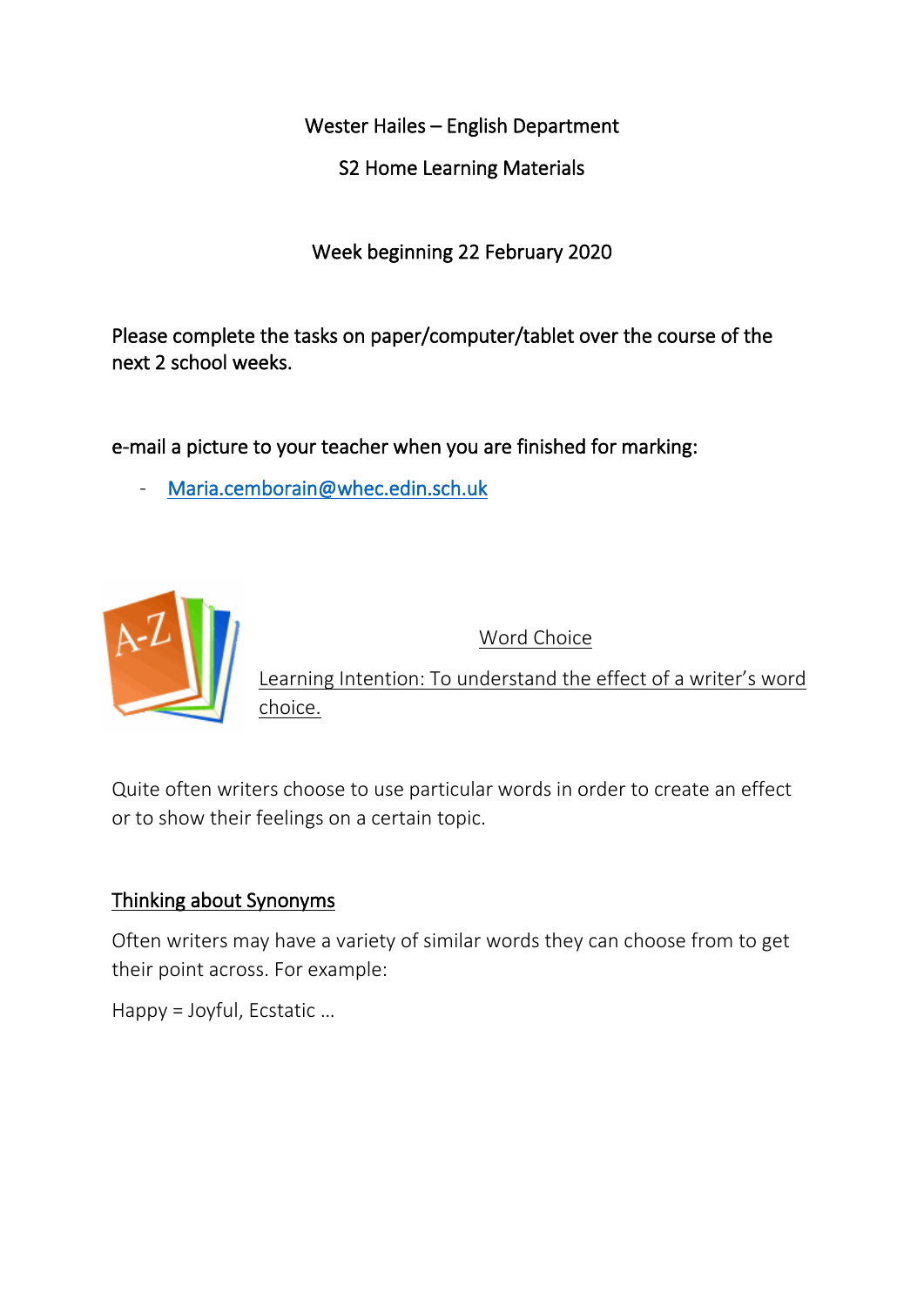Wester Hailes – English Department

S2 Home Learning Materials

Week beginning 22 February 2020

Please complete the tasks on paper/computer/tablet over the course of the next 2 school weeks.

e-mail a picture to your teacher when you are finished for marking:

- Maria.cemborain@whec.edin.sch.uk

## Word Choice

Learning Intention: To understand the effect of a writer's word choice.

Quite often writers choose to use particular words in order to create an effect or to show their feelings on a certain topic.

### Thinking about Synonyms

Often writers may have a variety of similar words they can choose from to get their point across. For example:

Happy = Joyful, Ecstatic …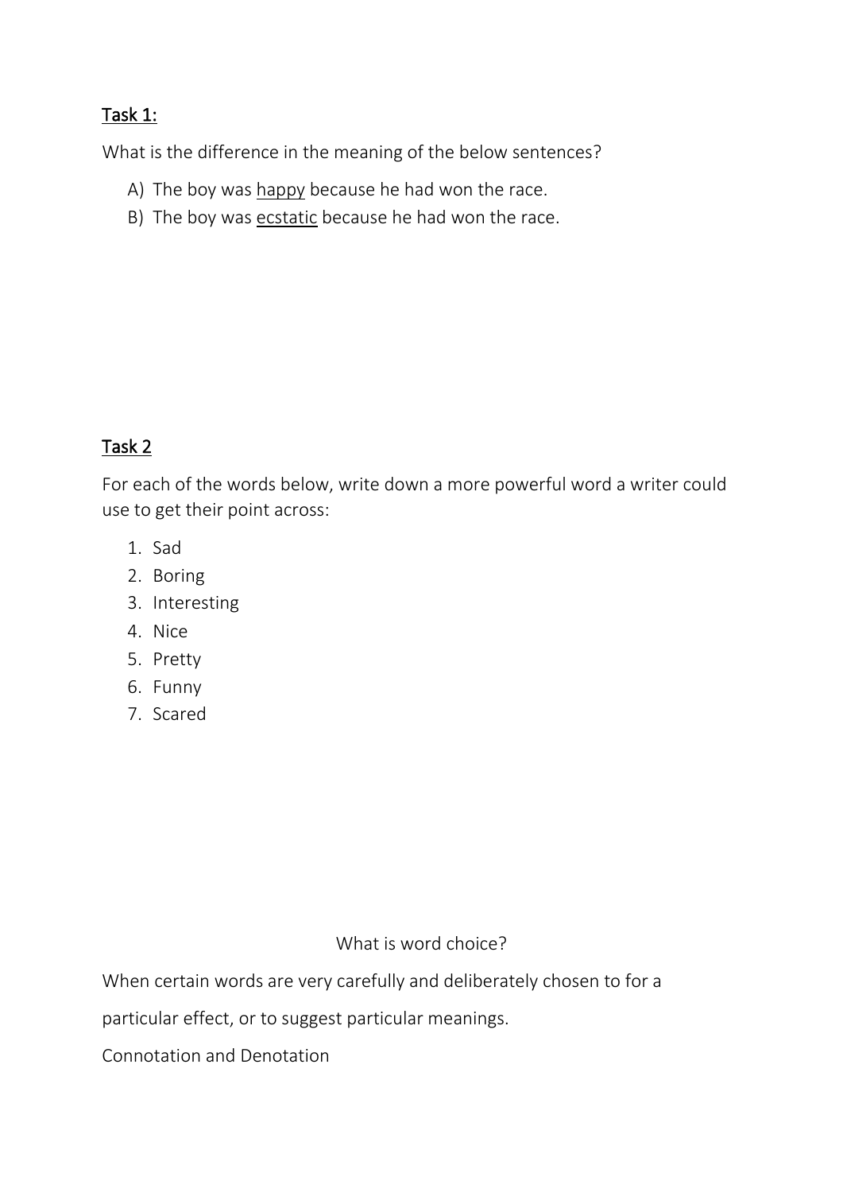## <u>Task 1:</u>

What is the difference in the meaning of the below sentences?

A) The boy was <u>happy</u> because he had won the race.
B) The boy was <u>ecstatic</u> because he had won the race.

## <u>Task 2</u>

For each of the words below, write down a more powerful word a writer could use to get their point across:

1. Sad
2. Boring
3. Interesting
4. Nice
5. Pretty
6. Funny
7. Scared

What is word choice?

When certain words are very carefully and deliberately chosen to for a particular effect, or to suggest particular meanings.

Connotation and Denotation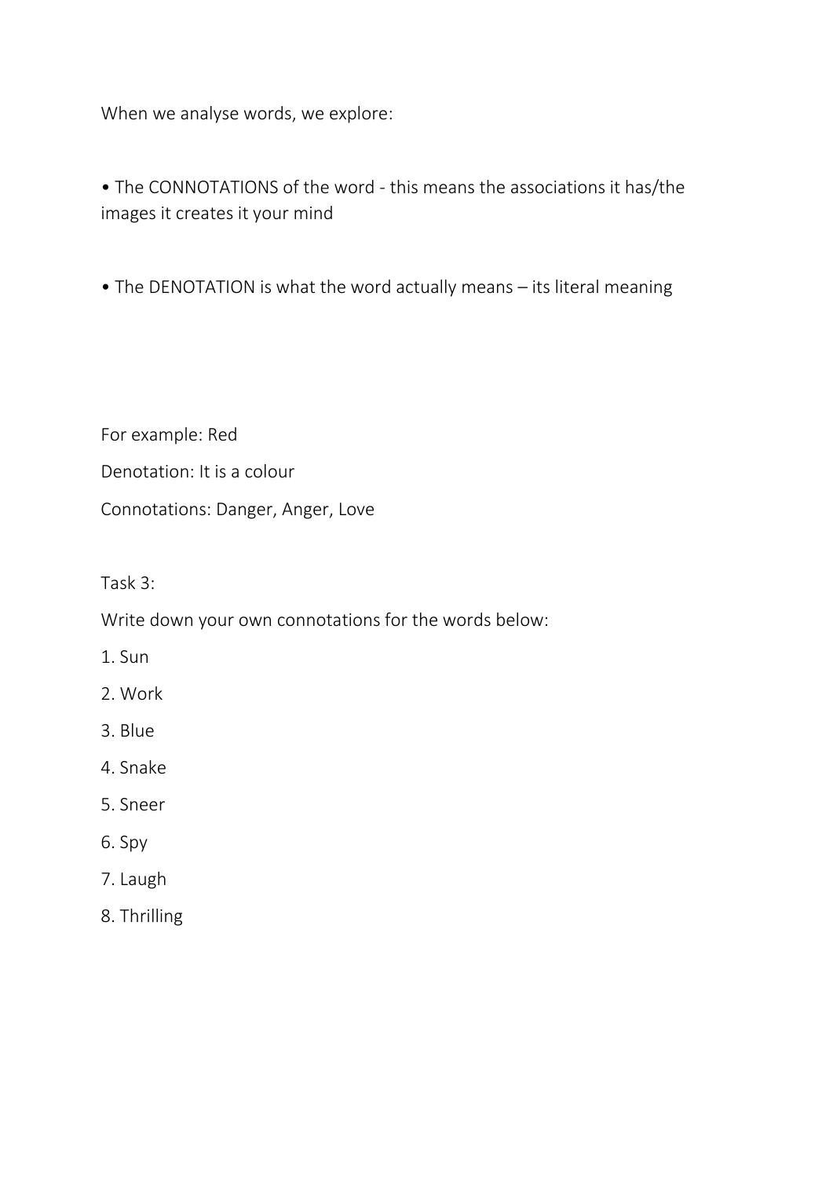When we analyse words, we explore:

- The CONNOTATIONS of the word - this means the associations it has/the images it creates it your mind

- The DENOTATION is what the word actually means – its literal meaning

For example: Red

Denotation: It is a colour

Connotations: Danger, Anger, Love

Task 3:

Write down your own connotations for the words below:

1. Sun
2. Work
3. Blue
4. Snake
5. Sneer
6. Spy
7. Laugh
8. Thrilling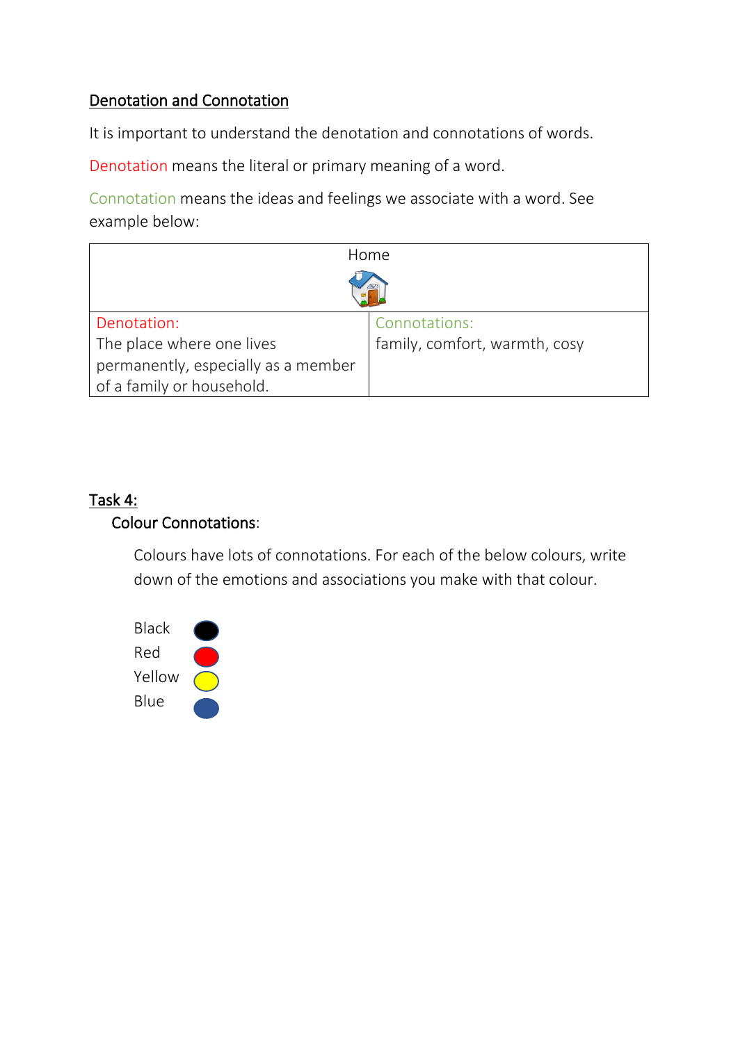## Denotation and Connotation

It is important to understand the denotation and connotations of words.

Denotation means the literal or primary meaning of a word.

Connotation means the ideas and feelings we associate with a word. See example below:

| Home | |
|---|---|
| Denotation:<br>The place where one lives permanently, especially as a member of a family or household. | Connotations:<br>family, comfort, warmth, cosy |

## Task 4:

### Colour Connotations:

Colours have lots of connotations. For each of the below colours, write down of the emotions and associations you make with that colour.

Black

Red

Yellow

Blue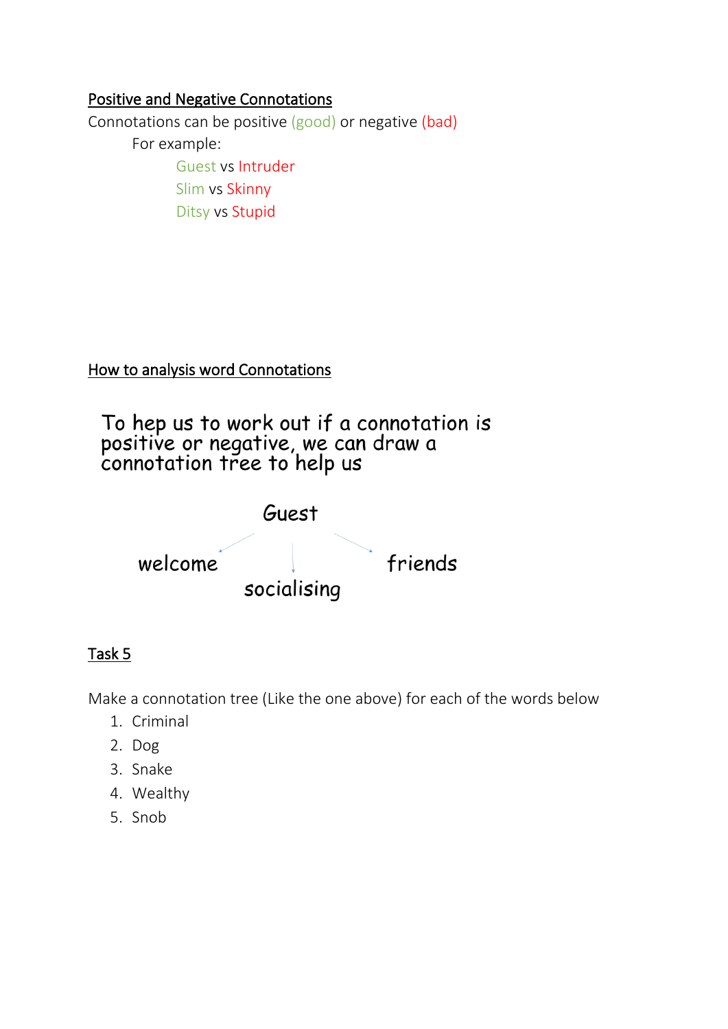## Positive and Negative Connotations

Connotations can be positive (good) or negative (bad)

For example:

Guest vs Intruder

Slim vs Skinny

Ditsy vs Stupid

## How to analysis word Connotations

To hep us to work out if a connotation is positive or negative, we can draw a connotation tree to help us

Guest

welcome

socialising

friends

## Task 5

Make a connotation tree (Like the one above) for each of the words below

1. Criminal
2. Dog
3. Snake
4. Wealthy
5. Snob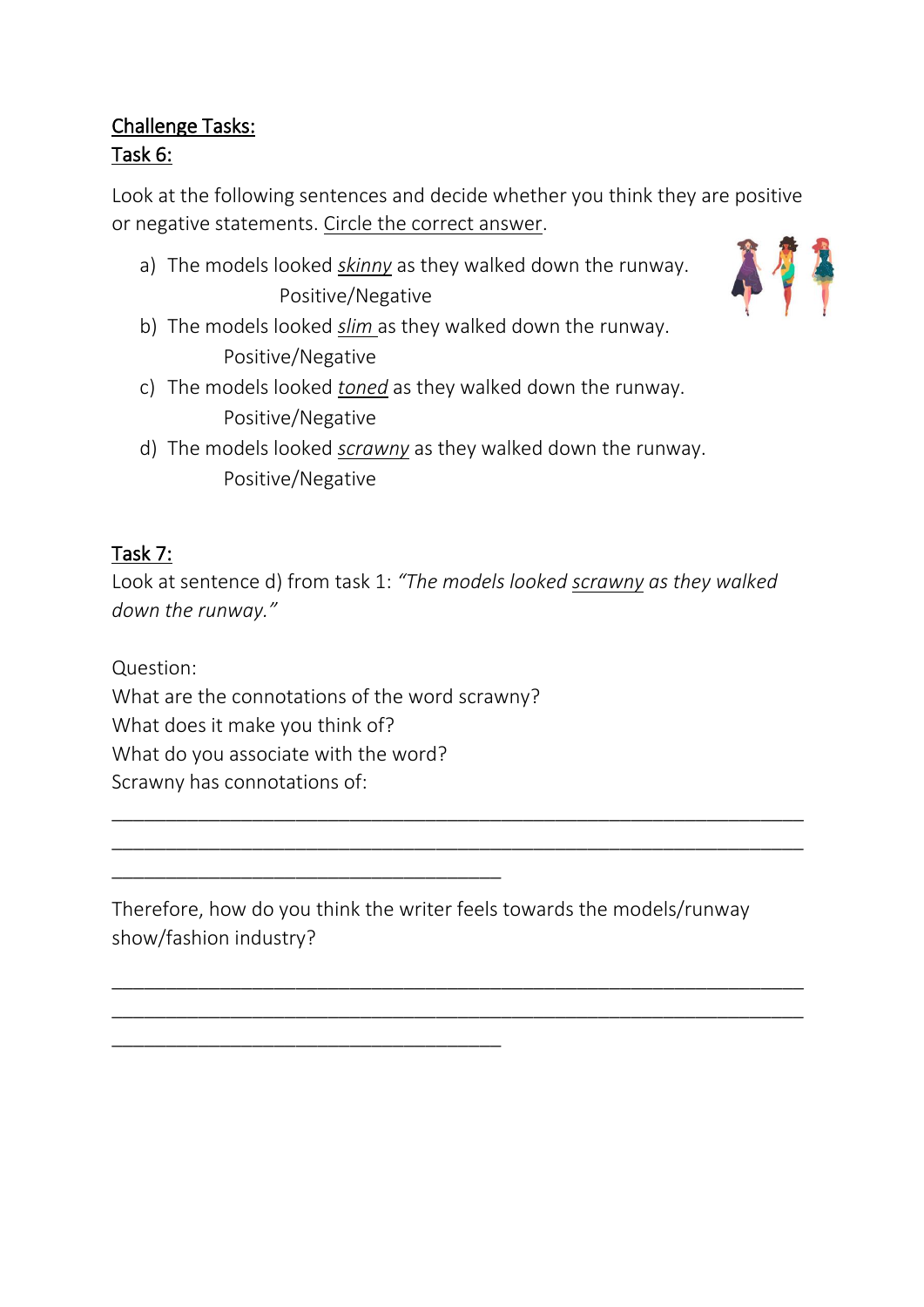## Challenge Tasks:

### Task 6:

Look at the following sentences and decide whether you think they are positive or negative statements. Circle the correct answer.

a) The models looked ***skinny*** as they walked down the runway.
   Positive/Negative

b) The models looked ***slim*** as they walked down the runway.
   Positive/Negative

c) The models looked ***toned*** as they walked down the runway.
   Positive/Negative

d) The models looked ***scrawny*** as they walked down the runway.
   Positive/Negative

### Task 7:

Look at sentence d) from task 1: *"The models looked scrawny as they walked down the runway."*

Question:
What are the connotations of the word scrawny?
What does it make you think of?
What do you associate with the word?
Scrawny has connotations of:

_______________________________________________________________

_______________________________________________________________

____________________________________

Therefore, how do you think the writer feels towards the models/runway show/fashion industry?

_______________________________________________________________

_______________________________________________________________

____________________________________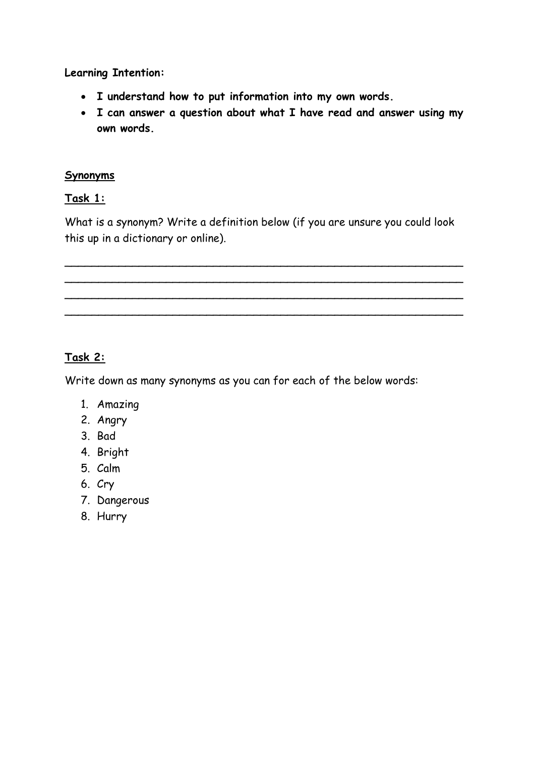**Learning Intention:**

- **I understand how to put information into my own words.**
- **I can answer a question about what I have read and answer using my own words.**

**Synonyms**

**Task 1:**

What is a synonym? Write a definition below (if you are unsure you could look this up in a dictionary or online).

______________________________________________________________
______________________________________________________________
______________________________________________________________
______________________________________________________________

**Task 2:**

Write down as many synonyms as you can for each of the below words:

1. Amazing
2. Angry
3. Bad
4. Bright
5. Calm
6. Cry
7. Dangerous
8. Hurry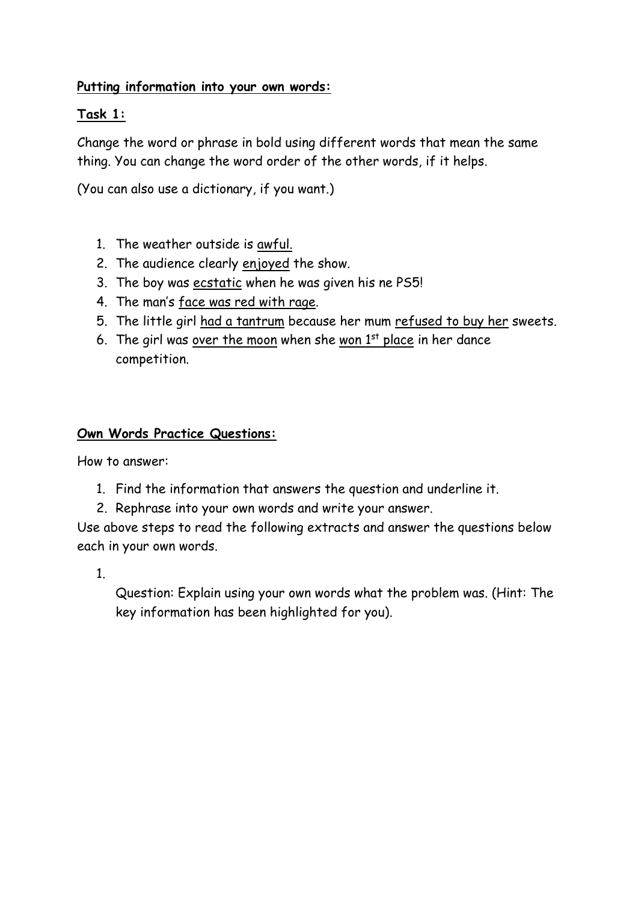**Putting information into your own words:**

**Task 1:**

Change the word or phrase in bold using different words that mean the same thing. You can change the word order of the other words, if it helps.

(You can also use a dictionary, if you want.)

1. The weather outside is <u>awful.</u>
2. The audience clearly <u>enjoyed</u> the show.
3. The boy was <u>ecstatic</u> when he was given his ne PS5!
4. The man's <u>face was red with rage</u>.
5. The little girl <u>had a tantrum</u> because her mum <u>refused to buy her</u> sweets.
6. The girl was <u>over the moon</u> when she <u>won 1st place</u> in her dance competition.

**Own Words Practice Questions:**

How to answer:

1. Find the information that answers the question and underline it.
2. Rephrase into your own words and write your answer.

Use above steps to read the following extracts and answer the questions below each in your own words.

1. 

   Question: Explain using your own words what the problem was. (Hint: The key information has been highlighted for you).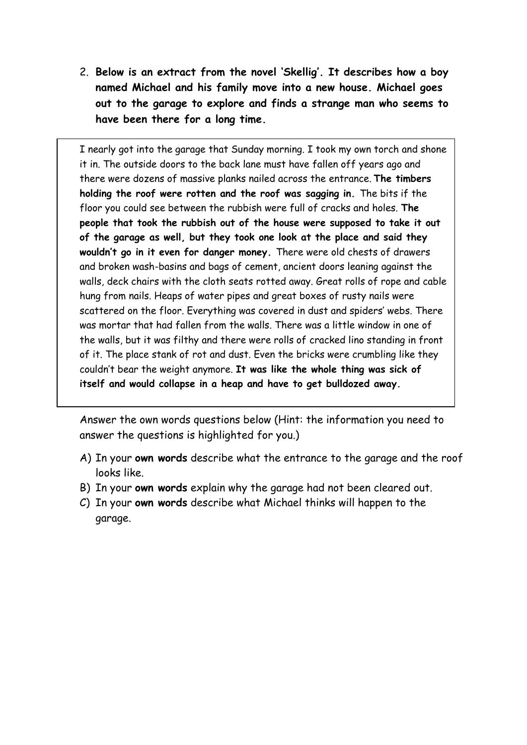2. **Below is an extract from the novel 'Skellig'. It describes how a boy named Michael and his family move into a new house. Michael goes out to the garage to explore and finds a strange man who seems to have been there for a long time.**

> I nearly got into the garage that Sunday morning. I took my own torch and shone it in. The outside doors to the back lane must have fallen off years ago and there were dozens of massive planks nailed across the entrance. **The timbers holding the roof were rotten and the roof was sagging in.** The bits if the floor you could see between the rubbish were full of cracks and holes. **The people that took the rubbish out of the house were supposed to take it out of the garage as well, but they took one look at the place and said they wouldn't go in it even for danger money.** There were old chests of drawers and broken wash-basins and bags of cement, ancient doors leaning against the walls, deck chairs with the cloth seats rotted away. Great rolls of rope and cable hung from nails. Heaps of water pipes and great boxes of rusty nails were scattered on the floor. Everything was covered in dust and spiders' webs. There was mortar that had fallen from the walls. There was a little window in one of the walls, but it was filthy and there were rolls of cracked lino standing in front of it. The place stank of rot and dust. Even the bricks were crumbling like they couldn't bear the weight anymore. **It was like the whole thing was sick of itself and would collapse in a heap and have to get bulldozed away.**

Answer the own words questions below (Hint: the information you need to answer the questions is highlighted for you.)

A) In your **own words** describe what the entrance to the garage and the roof looks like.

B) In your **own words** explain why the garage had not been cleared out.

C) In your **own words** describe what Michael thinks will happen to the garage.